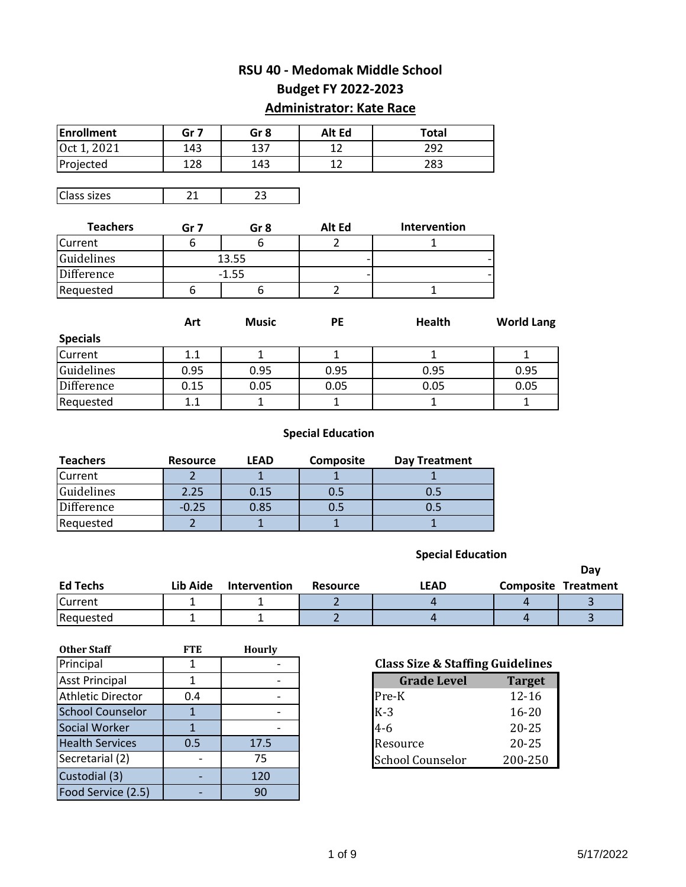# RSU 40 - Medomak Middle School

## Budget FY 2022-2023

## Administrator: Kate Race

| Enrollment | Gr 7 | Gr 8 | Alt Ed | Total |
|---|---|---|---|---|
| Oct 1, 2021 | 143 | 137 | 12 | 292 |
| Projected | 128 | 143 | 12 | 283 |

| | | |
|---|---|---|
| Class sizes | 21 | 23 |

| Teachers | Gr 7 | Gr 8 | Alt Ed | Intervention |
|---|---|---|---|---|
| Current | 6 | 6 | 2 | 1 |
| Guidelines | 13.55 | | - | - |
| Difference | -1.55 | | - | - |
| Requested | 6 | 6 | 2 | 1 |

| Specials | Art | Music | PE | Health | World Lang |
|---|---|---|---|---|---|
| Current | 1.1 | 1 | 1 | 1 | 1 |
| Guidelines | 0.95 | 0.95 | 0.95 | 0.95 | 0.95 |
| Difference | 0.15 | 0.05 | 0.05 | 0.05 | 0.05 |
| Requested | 1.1 | 1 | 1 | 1 | 1 |

### Special Education

| Teachers | Resource | LEAD | Composite | Day Treatment |
|---|---|---|---|---|
| Current | 2 | 1 | 1 | 1 |
| Guidelines | 2.25 | 0.15 | 0.5 | 0.5 |
| Difference | -0.25 | 0.85 | 0.5 | 0.5 |
| Requested | 2 | 1 | 1 | 1 |

| | | | Special Education | | | |
|---|---|---|---|---|---|---|
| Ed Techs | Lib Aide | Intervention | Resource | LEAD | Composite | Day Treatment |
| Current | 1 | 1 | 2 | 4 | 4 | 3 |
| Requested | 1 | 1 | 2 | 4 | 4 | 3 |

| Other Staff | FTE | Hourly |
|---|---|---|
| Principal | 1 | - |
| Asst Principal | 1 | - |
| Athletic Director | 0.4 | - |
| School Counselor | 1 | - |
| Social Worker | 1 | - |
| Health Services | 0.5 | 17.5 |
| Secretarial (2) | - | 75 |
| Custodial (3) | - | 120 |
| Food Service (2.5) | - | 90 |

**Class Size & Staffing Guidelines**

| Grade Level | Target |
|---|---|
| Pre-K | 12-16 |
| K-3 | 16-20 |
| 4-6 | 20-25 |
| Resource | 20-25 |
| School Counselor | 200-250 |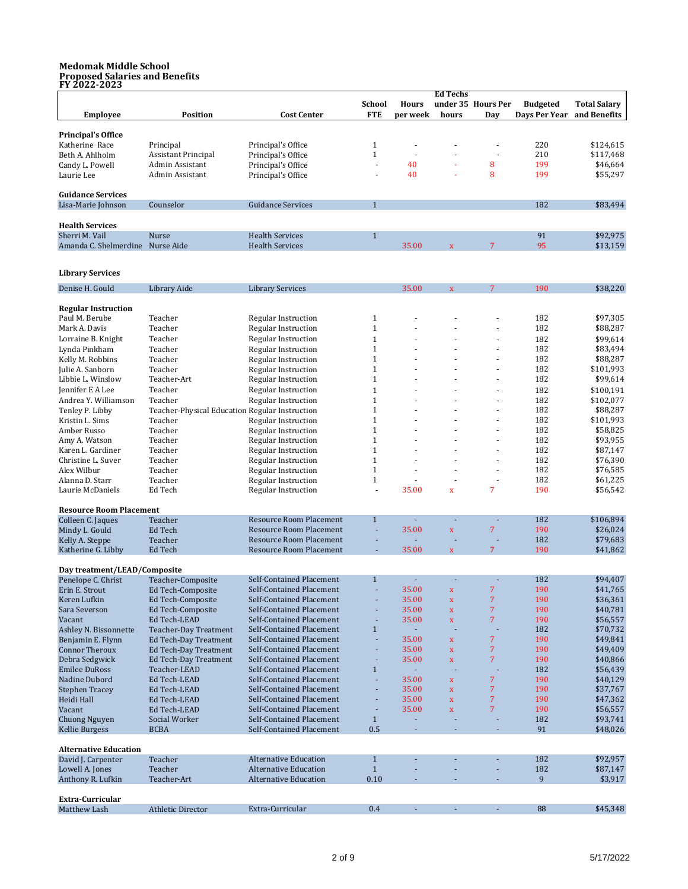**Medomak Middle School**
**Proposed Salaries and Benefits**
**FY 2022-2023**

| Employee | Position | Cost Center | School FTE | Hours per week | Ed Techs under 35 hours | Hours Per Day | Budgeted Days Per Year | Total Salary and Benefits |
|---|---|---|---|---|---|---|---|---|
| **Principal's Office** | | | | | | | | |
| Katherine Race | Principal | Principal's Office | 1 | - | - | - | 220 | $124,615 |
| Beth A. Ahlholm | Assistant Principal | Principal's Office | 1 | - | - | - | 210 | $117,468 |
| Candy L. Powell | Admin Assistant | Principal's Office | - | 40 | - | 8 | 199 | $46,664 |
| Laurie Lee | Admin Assistant | Principal's Office | - | 40 | - | 8 | 199 | $55,297 |
| **Guidance Services** | | | | | | | | |
| Lisa-Marie Johnson | Counselor | Guidance Services | 1 | | | | 182 | $83,494 |
| **Health Services** | | | | | | | | |
| Sherri M. Vail | Nurse | Health Services | 1 | | | | 91 | $92,975 |
| Amanda C. Shelmerdine | Nurse Aide | Health Services | | 35.00 | x | 7 | 95 | $13,159 |
| **Library Services** | | | | | | | | |
| Denise H. Gould | Library Aide | Library Services | | 35.00 | x | 7 | 190 | $38,220 |
| **Regular Instruction** | | | | | | | | |
| Paul M. Berube | Teacher | Regular Instruction | 1 | - | - | - | 182 | $97,305 |
| Mark A. Davis | Teacher | Regular Instruction | 1 | - | - | - | 182 | $88,287 |
| Lorraine B. Knight | Teacher | Regular Instruction | 1 | - | - | - | 182 | $99,614 |
| Lynda Pinkham | Teacher | Regular Instruction | 1 | - | - | - | 182 | $83,494 |
| Kelly M. Robbins | Teacher | Regular Instruction | 1 | - | - | - | 182 | $88,287 |
| Julie A. Sanborn | Teacher | Regular Instruction | 1 | - | - | - | 182 | $101,993 |
| Libbie L. Winslow | Teacher-Art | Regular Instruction | 1 | - | - | - | 182 | $99,614 |
| Jennifer E A Lee | Teacher | Regular Instruction | 1 | - | - | - | 182 | $100,191 |
| Andrea Y. Williamson | Teacher | Regular Instruction | 1 | - | - | - | 182 | $102,077 |
| Tenley P. Libby | Teacher-Physical Education | Regular Instruction | 1 | - | - | - | 182 | $88,287 |
| Kristin L. Sims | Teacher | Regular Instruction | 1 | - | - | - | 182 | $101,993 |
| Amber Russo | Teacher | Regular Instruction | 1 | - | - | - | 182 | $58,825 |
| Amy A. Watson | Teacher | Regular Instruction | 1 | - | - | - | 182 | $93,955 |
| Karen L. Gardiner | Teacher | Regular Instruction | 1 | - | - | - | 182 | $87,147 |
| Christine L. Suver | Teacher | Regular Instruction | 1 | - | - | - | 182 | $76,390 |
| Alex Wilbur | Teacher | Regular Instruction | 1 | - | - | - | 182 | $76,585 |
| Alanna D. Starr | Teacher | Regular Instruction | 1 | - | - | - | 182 | $61,225 |
| Laurie McDaniels | Ed Tech | Regular Instruction | - | 35.00 | x | 7 | 190 | $56,542 |
| **Resource Room Placement** | | | | | | | | |
| Colleen C. Jaques | Teacher | Resource Room Placement | 1 | - | - | - | 182 | $106,894 |
| Mindy L. Gould | Ed Tech | Resource Room Placement | - | 35.00 | x | 7 | 190 | $26,024 |
| Kelly A. Steppe | Teacher | Resource Room Placement | - | - | - | - | 182 | $79,683 |
| Katherine G. Libby | Ed Tech | Resource Room Placement | - | 35.00 | x | 7 | 190 | $41,862 |
| **Day treatment/LEAD/Composite** | | | | | | | | |
| Penelope C. Christ | Teacher-Composite | Self-Contained Placement | 1 | - | - | - | 182 | $94,407 |
| Erin E. Strout | Ed Tech-Composite | Self-Contained Placement | - | 35.00 | x | 7 | 190 | $41,765 |
| Keren Lufkin | Ed Tech-Composite | Self-Contained Placement | - | 35.00 | x | 7 | 190 | $36,361 |
| Sara Severson | Ed Tech-Composite | Self-Contained Placement | - | 35.00 | x | 7 | 190 | $40,781 |
| Vacant | Ed Tech-LEAD | Self-Contained Placement | - | 35.00 | x | 7 | 190 | $56,557 |
| Ashley N. Bissonnette | Teacher-Day Treatment | Self-Contained Placement | 1 | - | - | - | 182 | $70,732 |
| Benjamin E. Flynn | Ed Tech-Day Treatment | Self-Contained Placement | - | 35.00 | x | 7 | 190 | $49,841 |
| Connor Theroux | Ed Tech-Day Treatment | Self-Contained Placement | - | 35.00 | x | 7 | 190 | $49,409 |
| Debra Sedgwick | Ed Tech-Day Treatment | Self-Contained Placement | - | 35.00 | x | 7 | 190 | $40,866 |
| Emilee DuRoss | Teacher-LEAD | Self-Contained Placement | 1 | - | - | - | 182 | $56,439 |
| Nadine Dubord | Ed Tech-LEAD | Self-Contained Placement | - | 35.00 | x | 7 | 190 | $40,129 |
| Stephen Tracey | Ed Tech-LEAD | Self-Contained Placement | - | 35.00 | x | 7 | 190 | $37,767 |
| Heidi Hall | Ed Tech-LEAD | Self-Contained Placement | - | 35.00 | x | 7 | 190 | $47,362 |
| Vacant | Ed Tech-LEAD | Self-Contained Placement | - | 35.00 | x | 7 | 190 | $56,557 |
| Chuong Nguyen | Social Worker | Self-Contained Placement | 1 | - | - | - | 182 | $93,741 |
| Kellie Burgess | BCBA | Self-Contained Placement | 0.5 | - | - | - | 91 | $48,026 |
| **Alternative Education** | | | | | | | | |
| David J. Carpenter | Teacher | Alternative Education | 1 | - | - | - | 182 | $92,957 |
| Lowell A. Jones | Teacher | Alternative Education | 1 | - | - | - | 182 | $87,147 |
| Anthony R. Lufkin | Teacher-Art | Alternative Education | 0.10 | - | - | - | 9 | $3,917 |
| **Extra-Curricular** | | | | | | | | |
| Matthew Lash | Athletic Director | Extra-Curricular | 0.4 | - | - | - | 88 | $45,348 |

5/17/2022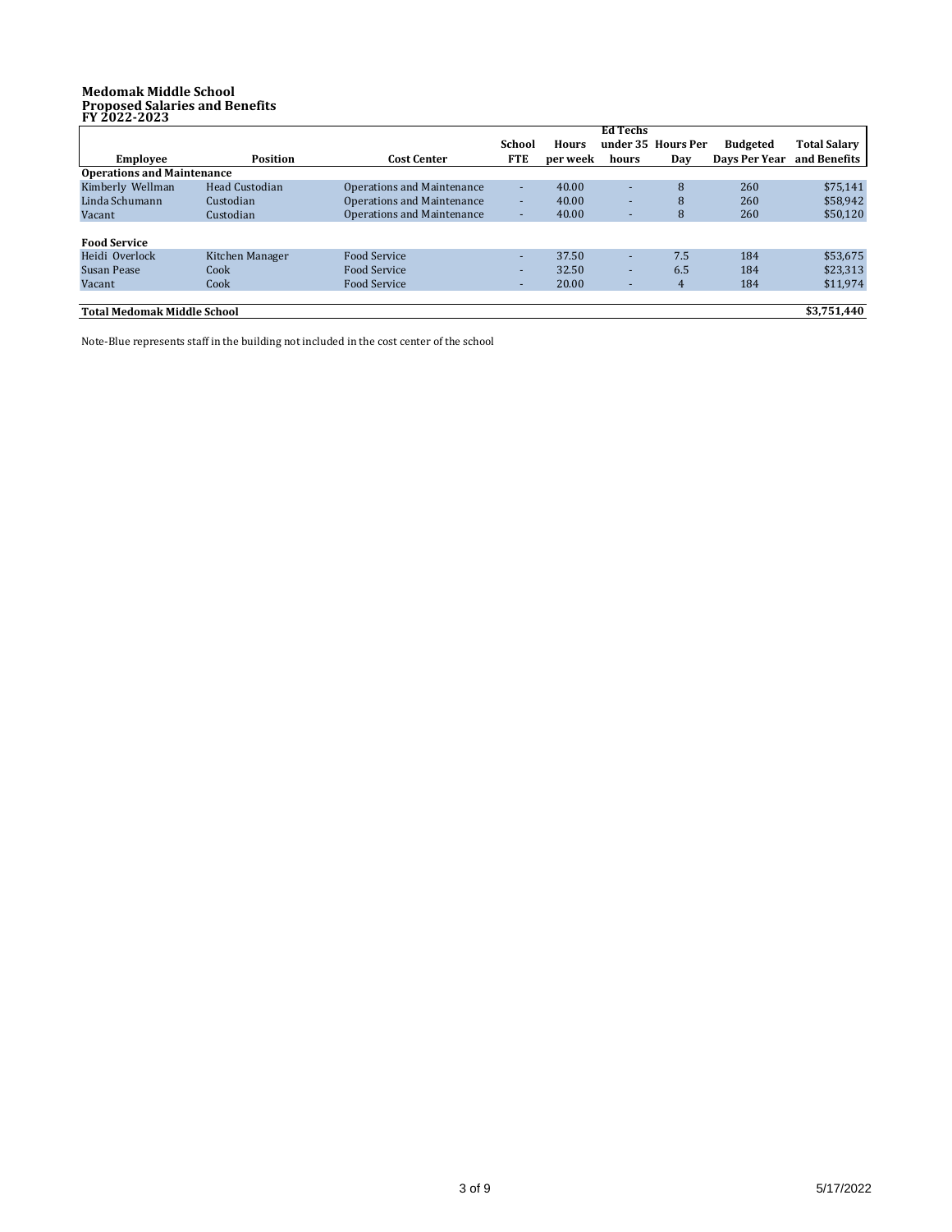**Medomak Middle School**
**Proposed Salaries and Benefits**
**FY 2022-2023**

| Employee | Position | Cost Center | School FTE | Hours per week | Ed Techs under 35 hours | Hours Per Day | Budgeted Days Per Year | Total Salary and Benefits |
|---|---|---|---|---|---|---|---|---|
| **Operations and Maintenance** | | | | | | | | |
| Kimberly Wellman | Head Custodian | Operations and Maintenance | - | 40.00 | - | 8 | 260 | $75,141 |
| Linda Schumann | Custodian | Operations and Maintenance | - | 40.00 | - | 8 | 260 | $58,942 |
| Vacant | Custodian | Operations and Maintenance | - | 40.00 | - | 8 | 260 | $50,120 |
| **Food Service** | | | | | | | | |
| Heidi Overlock | Kitchen Manager | Food Service | - | 37.50 | - | 7.5 | 184 | $53,675 |
| Susan Pease | Cook | Food Service | - | 32.50 | - | 6.5 | 184 | $23,313 |
| Vacant | Cook | Food Service | - | 20.00 | - | 4 | 184 | $11,974 |
| **Total Medomak Middle School** | | | | | | | | **$3,751,440** |

Note-Blue represents staff in the building not included in the cost center of the school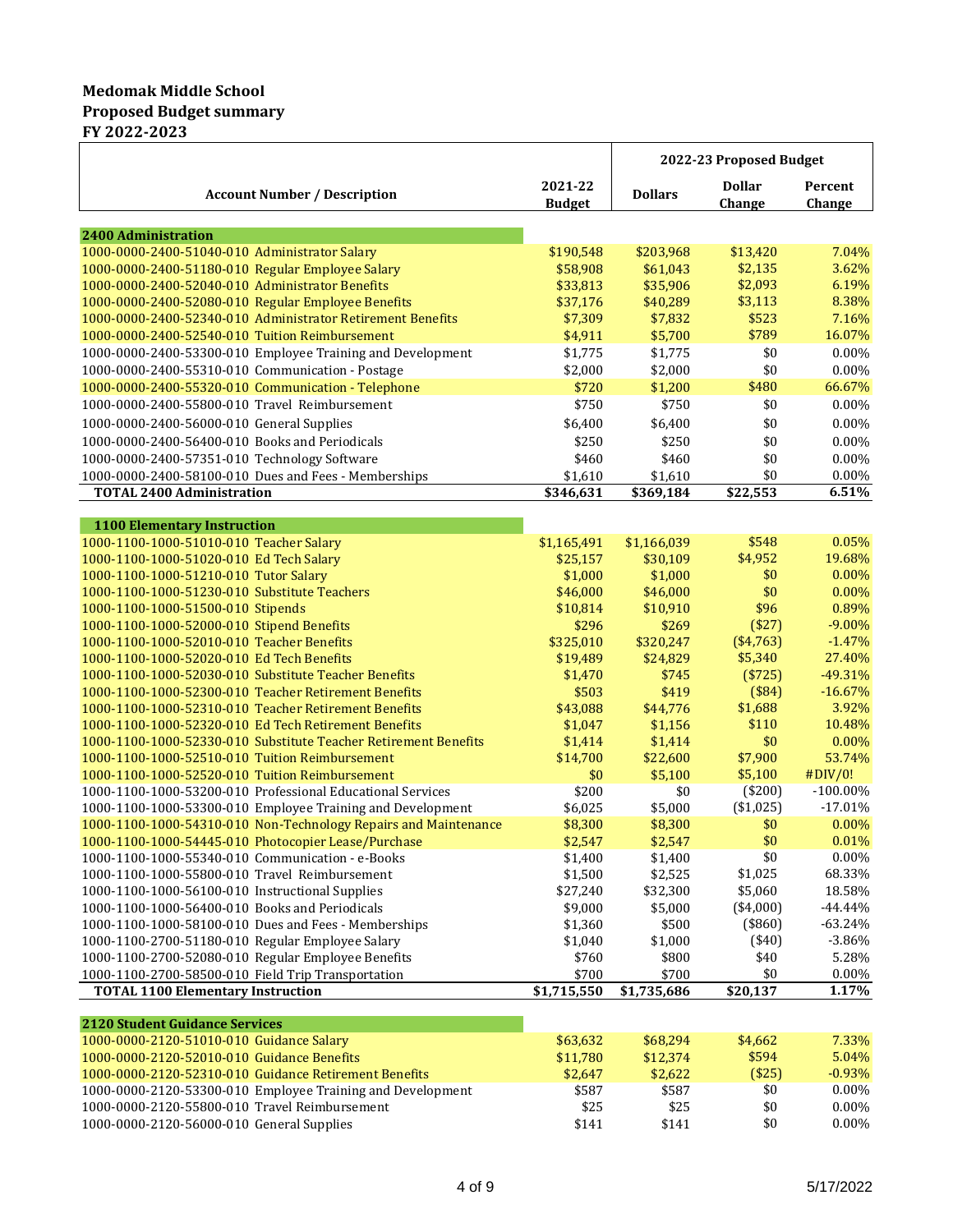**Medomak Middle School**
**Proposed Budget summary**
**FY 2022-2023**

| Account Number / Description | 2021-22 Budget | 2022-23 Proposed Budget | | |
|---|---|---|---|---|
| | | Dollars | Dollar Change | Percent Change |
| **2400 Administration** | | | | |
| 1000-0000-2400-51040-010 Administrator Salary | $190,548 | $203,968 | $13,420 | 7.04% |
| 1000-0000-2400-51180-010 Regular Employee Salary | $58,908 | $61,043 | $2,135 | 3.62% |
| 1000-0000-2400-52040-010 Administrator Benefits | $33,813 | $35,906 | $2,093 | 6.19% |
| 1000-0000-2400-52080-010 Regular Employee Benefits | $37,176 | $40,289 | $3,113 | 8.38% |
| 1000-0000-2400-52340-010 Administrator Retirement Benefits | $7,309 | $7,832 | $523 | 7.16% |
| 1000-0000-2400-52540-010 Tuition Reimbursement | $4,911 | $5,700 | $789 | 16.07% |
| 1000-0000-2400-53300-010 Employee Training and Development | $1,775 | $1,775 | $0 | 0.00% |
| 1000-0000-2400-55310-010 Communication - Postage | $2,000 | $2,000 | $0 | 0.00% |
| 1000-0000-2400-55320-010 Communication - Telephone | $720 | $1,200 | $480 | 66.67% |
| 1000-0000-2400-55800-010 Travel Reimbursement | $750 | $750 | $0 | 0.00% |
| 1000-0000-2400-56000-010 General Supplies | $6,400 | $6,400 | $0 | 0.00% |
| 1000-0000-2400-56400-010 Books and Periodicals | $250 | $250 | $0 | 0.00% |
| 1000-0000-2400-57351-010 Technology Software | $460 | $460 | $0 | 0.00% |
| 1000-0000-2400-58100-010 Dues and Fees - Memberships | $1,610 | $1,610 | $0 | 0.00% |
| **TOTAL 2400 Administration** | **$346,631** | **$369,184** | **$22,553** | **6.51%** |
| **1100 Elementary Instruction** | | | | |
| 1000-1100-1000-51010-010 Teacher Salary | $1,165,491 | $1,166,039 | $548 | 0.05% |
| 1000-1100-1000-51020-010 Ed Tech Salary | $25,157 | $30,109 | $4,952 | 19.68% |
| 1000-1100-1000-51210-010 Tutor Salary | $1,000 | $1,000 | $0 | 0.00% |
| 1000-1100-1000-51230-010 Substitute Teachers | $46,000 | $46,000 | $0 | 0.00% |
| 1000-1100-1000-51500-010 Stipends | $10,814 | $10,910 | $96 | 0.89% |
| 1000-1100-1000-52000-010 Stipend Benefits | $296 | $269 | ($27) | -9.00% |
| 1000-1100-1000-52010-010 Teacher Benefits | $325,010 | $320,247 | ($4,763) | -1.47% |
| 1000-1100-1000-52020-010 Ed Tech Benefits | $19,489 | $24,829 | $5,340 | 27.40% |
| 1000-1100-1000-52030-010 Substitute Teacher Benefits | $1,470 | $745 | ($725) | -49.31% |
| 1000-1100-1000-52300-010 Teacher Retirement Benefits | $503 | $419 | ($84) | -16.67% |
| 1000-1100-1000-52310-010 Teacher Retirement Benefits | $43,088 | $44,776 | $1,688 | 3.92% |
| 1000-1100-1000-52320-010 Ed Tech Retirement Benefits | $1,047 | $1,156 | $110 | 10.48% |
| 1000-1100-1000-52330-010 Substitute Teacher Retirement Benefits | $1,414 | $1,414 | $0 | 0.00% |
| 1000-1100-1000-52510-010 Tuition Reimbursement | $14,700 | $22,600 | $7,900 | 53.74% |
| 1000-1100-1000-52520-010 Tuition Reimbursement | $0 | $5,100 | $5,100 | #DIV/0! |
| 1000-1100-1000-53200-010 Professional Educational Services | $200 | $0 | ($200) | -100.00% |
| 1000-1100-1000-53300-010 Employee Training and Development | $6,025 | $5,000 | ($1,025) | -17.01% |
| 1000-1100-1000-54310-010 Non-Technology Repairs and Maintenance | $8,300 | $8,300 | $0 | 0.00% |
| 1000-1100-1000-54445-010 Photocopier Lease/Purchase | $2,547 | $2,547 | $0 | 0.01% |
| 1000-1100-1000-55340-010 Communication - e-Books | $1,400 | $1,400 | $0 | 0.00% |
| 1000-1100-1000-55800-010 Travel Reimbursement | $1,500 | $2,525 | $1,025 | 68.33% |
| 1000-1100-1000-56100-010 Instructional Supplies | $27,240 | $32,300 | $5,060 | 18.58% |
| 1000-1100-1000-56400-010 Books and Periodicals | $9,000 | $5,000 | ($4,000) | -44.44% |
| 1000-1100-1000-58100-010 Dues and Fees - Memberships | $1,360 | $500 | ($860) | -63.24% |
| 1000-1100-2700-51180-010 Regular Employee Salary | $1,040 | $1,000 | ($40) | -3.86% |
| 1000-1100-2700-52080-010 Regular Employee Benefits | $760 | $800 | $40 | 5.28% |
| 1000-1100-2700-58500-010 Field Trip Transportation | $700 | $700 | $0 | 0.00% |
| **TOTAL 1100 Elementary Instruction** | **$1,715,550** | **$1,735,686** | **$20,137** | **1.17%** |
| **2120 Student Guidance Services** | | | | |
| 1000-0000-2120-51010-010 Guidance Salary | $63,632 | $68,294 | $4,662 | 7.33% |
| 1000-0000-2120-52010-010 Guidance Benefits | $11,780 | $12,374 | $594 | 5.04% |
| 1000-0000-2120-52310-010 Guidance Retirement Benefits | $2,647 | $2,622 | ($25) | -0.93% |
| 1000-0000-2120-53300-010 Employee Training and Development | $587 | $587 | $0 | 0.00% |
| 1000-0000-2120-55800-010 Travel Reimbursement | $25 | $25 | $0 | 0.00% |
| 1000-0000-2120-56000-010 General Supplies | $141 | $141 | $0 | 0.00% |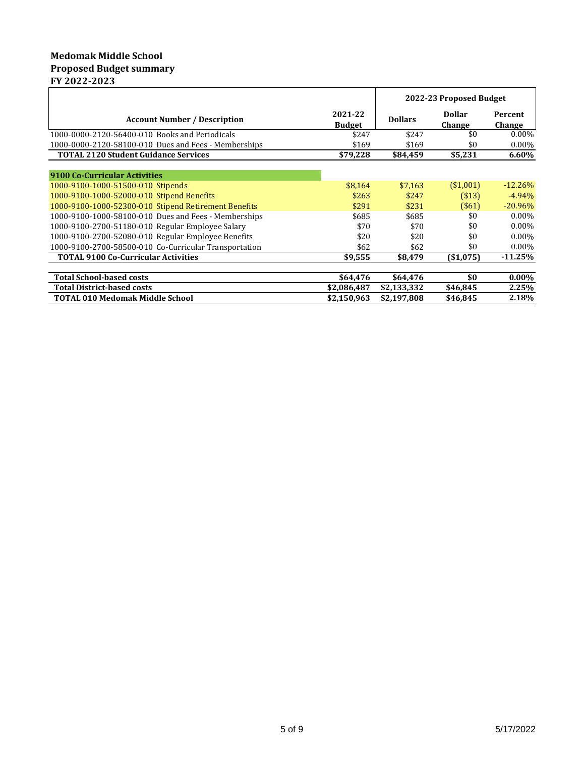**Medomak Middle School**
**Proposed Budget summary**
**FY 2022-2023**

| Account Number / Description | 2021-22 Budget | 2022-23 Proposed Budget Dollars | Dollar Change | Percent Change |
|---|---|---|---|---|
| 1000-0000-2120-56400-010 Books and Periodicals | $247 | $247 | $0 | 0.00% |
| 1000-0000-2120-58100-010 Dues and Fees - Memberships | $169 | $169 | $0 | 0.00% |
| **TOTAL 2120 Student Guidance Services** | **$79,228** | **$84,459** | **$5,231** | **6.60%** |
| | | | | |
| **9100 Co-Curricular Activities** | | | | |
| 1000-9100-1000-51500-010 Stipends | $8,164 | $7,163 | ($1,001) | -12.26% |
| 1000-9100-1000-52000-010 Stipend Benefits | $263 | $247 | ($13) | -4.94% |
| 1000-9100-1000-52300-010 Stipend Retirement Benefits | $291 | $231 | ($61) | -20.96% |
| 1000-9100-1000-58100-010 Dues and Fees - Memberships | $685 | $685 | $0 | 0.00% |
| 1000-9100-2700-51180-010 Regular Employee Salary | $70 | $70 | $0 | 0.00% |
| 1000-9100-2700-52080-010 Regular Employee Benefits | $20 | $20 | $0 | 0.00% |
| 1000-9100-2700-58500-010 Co-Curricular Transportation | $62 | $62 | $0 | 0.00% |
| **TOTAL 9100 Co-Curricular Activities** | **$9,555** | **$8,479** | **($1,075)** | **-11.25%** |
| | | | | |
| **Total School-based costs** | **$64,476** | **$64,476** | **$0** | **0.00%** |
| **Total District-based costs** | **$2,086,487** | **$2,133,332** | **$46,845** | **2.25%** |
| **TOTAL 010 Medomak Middle School** | **$2,150,963** | **$2,197,808** | **$46,845** | **2.18%** |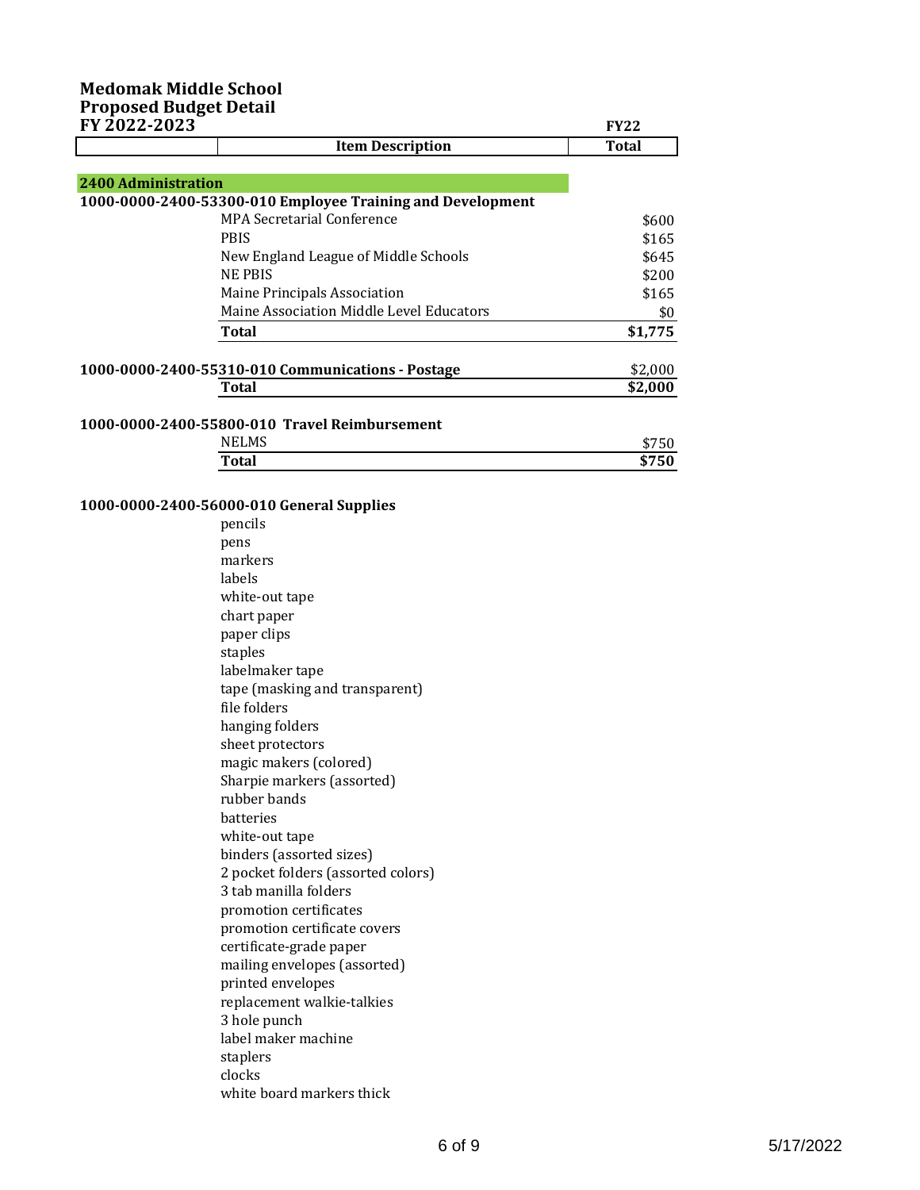# Medomak Middle School
## Proposed Budget Detail
## FY 2022-2023

| | Item Description | FY22 Total |
|---|---|---|
| **2400 Administration** | | |
| **1000-0000-2400-53300-010 Employee Training and Development** | | |
| | MPA Secretarial Conference | $600 |
| | PBIS | $165 |
| | New England League of Middle Schools | $645 |
| | NE PBIS | $200 |
| | Maine Principals Association | $165 |
| | Maine Association Middle Level Educators | $0 |
| | **Total** | **$1,775** |
| **1000-0000-2400-55310-010 Communications - Postage** | | $2,000 |
| | **Total** | **$2,000** |
| **1000-0000-2400-55800-010 Travel Reimbursement** | | |
| | NELMS | $750 |
| | **Total** | **$750** |
| **1000-0000-2400-56000-010 General Supplies** | | |
| | pencils | |
| | pens | |
| | markers | |
| | labels | |
| | white-out tape | |
| | chart paper | |
| | paper clips | |
| | staples | |
| | labelmaker tape | |
| | tape (masking and transparent) | |
| | file folders | |
| | hanging folders | |
| | sheet protectors | |
| | magic makers (colored) | |
| | Sharpie markers (assorted) | |
| | rubber bands | |
| | batteries | |
| | white-out tape | |
| | binders (assorted sizes) | |
| | 2 pocket folders (assorted colors) | |
| | 3 tab manilla folders | |
| | promotion certificates | |
| | promotion certificate covers | |
| | certificate-grade paper | |
| | mailing envelopes (assorted) | |
| | printed envelopes | |
| | replacement walkie-talkies | |
| | 3 hole punch | |
| | label maker machine | |
| | staplers | |
| | clocks | |
| | white board markers thick | |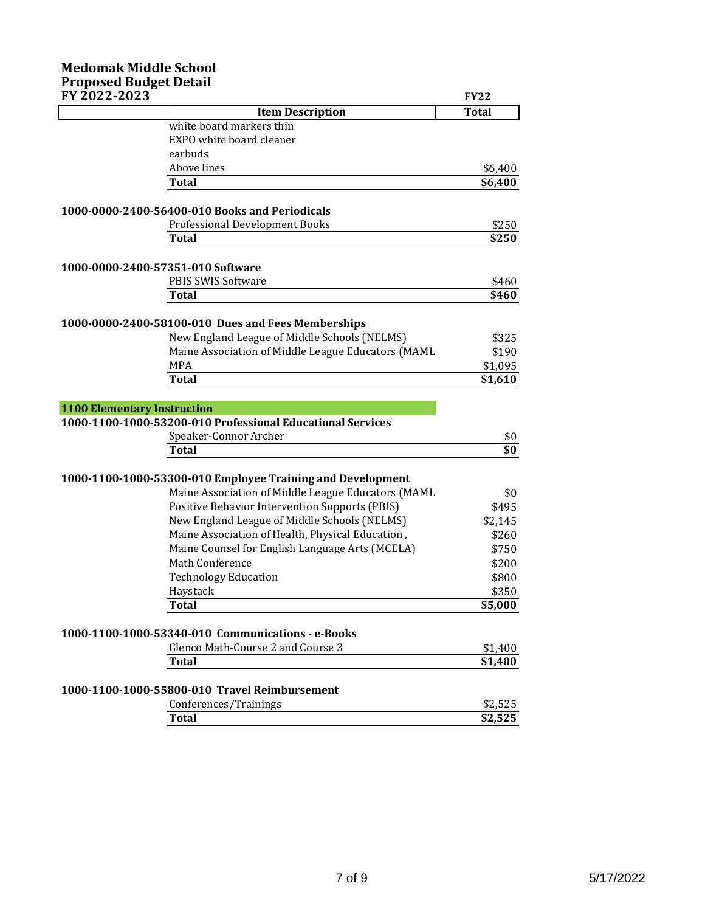# Medomak Middle School
## Proposed Budget Detail
## FY 2022-2023

| | Item Description | FY22 Total |
|---|---|---|
| | white board markers thin | |
| | EXPO white board cleaner | |
| | earbuds | |
| | Above lines | $6,400 |
| | **Total** | **$6,400** |

**1000-0000-2400-56400-010 Books and Periodicals**

| | Item Description | FY22 Total |
|---|---|---|
| | Professional Development Books | $250 |
| | **Total** | **$250** |

**1000-0000-2400-57351-010 Software**

| | Item Description | FY22 Total |
|---|---|---|
| | PBIS SWIS Software | $460 |
| | **Total** | **$460** |

**1000-0000-2400-58100-010 Dues and Fees Memberships**

| | Item Description | FY22 Total |
|---|---|---|
| | New England League of Middle Schools (NELMS) | $325 |
| | Maine Association of Middle League Educators (MAML | $190 |
| | MPA | $1,095 |
| | **Total** | **$1,610** |

**1100 Elementary Instruction**

**1000-1100-1000-53200-010 Professional Educational Services**

| | Item Description | FY22 Total |
|---|---|---|
| | Speaker-Connor Archer | $0 |
| | **Total** | **$0** |

**1000-1100-1000-53300-010 Employee Training and Development**

| | Item Description | FY22 Total |
|---|---|---|
| | Maine Association of Middle League Educators (MAML | $0 |
| | Positive Behavior Intervention Supports (PBIS) | $495 |
| | New England League of Middle Schools (NELMS) | $2,145 |
| | Maine Association of Health, Physical Education , | $260 |
| | Maine Counsel for English Language Arts (MCELA) | $750 |
| | Math Conference | $200 |
| | Technology Education | $800 |
| | Haystack | $350 |
| | **Total** | **$5,000** |

**1000-1100-1000-53340-010 Communications - e-Books**

| | Item Description | FY22 Total |
|---|---|---|
| | Glenco Math-Course 2 and Course 3 | $1,400 |
| | **Total** | **$1,400** |

**1000-1100-1000-55800-010 Travel Reimbursement**

| | Item Description | FY22 Total |
|---|---|---|
| | Conferences/Trainings | $2,525 |
| | **Total** | **$2,525** |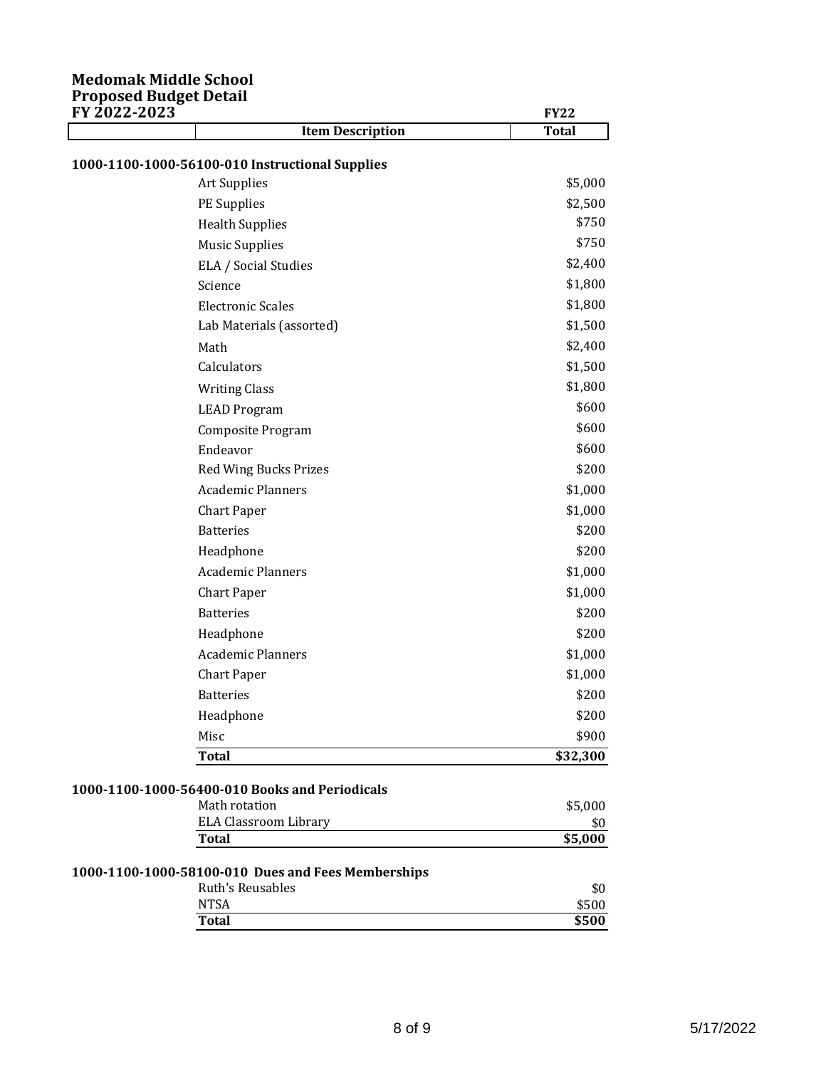**Medomak Middle School**
**Proposed Budget Detail**
**FY 2022-2023**

| | Item Description | FY22 Total |
|---|---|---|

**1000-1100-1000-56100-010 Instructional Supplies**

| | Item Description | FY22 Total |
|---|---|---|
| | Art Supplies | $5,000 |
| | PE Supplies | $2,500 |
| | Health Supplies | $750 |
| | Music Supplies | $750 |
| | ELA / Social Studies | $2,400 |
| | Science | $1,800 |
| | Electronic Scales | $1,800 |
| | Lab Materials (assorted) | $1,500 |
| | Math | $2,400 |
| | Calculators | $1,500 |
| | Writing Class | $1,800 |
| | LEAD Program | $600 |
| | Composite Program | $600 |
| | Endeavor | $600 |
| | Red Wing Bucks Prizes | $200 |
| | Academic Planners | $1,000 |
| | Chart Paper | $1,000 |
| | Batteries | $200 |
| | Headphone | $200 |
| | Academic Planners | $1,000 |
| | Chart Paper | $1,000 |
| | Batteries | $200 |
| | Headphone | $200 |
| | Academic Planners | $1,000 |
| | Chart Paper | $1,000 |
| | Batteries | $200 |
| | Headphone | $200 |
| | Misc | $900 |
| | **Total** | **$32,300** |

**1000-1100-1000-56400-010 Books and Periodicals**

| | Item Description | FY22 Total |
|---|---|---|
| | Math rotation | $5,000 |
| | ELA Classroom Library | $0 |
| | **Total** | **$5,000** |

**1000-1100-1000-58100-010 Dues and Fees Memberships**

| | Item Description | FY22 Total |
|---|---|---|
| | Ruth's Reusables | $0 |
| | NTSA | $500 |
| | **Total** | **$500** |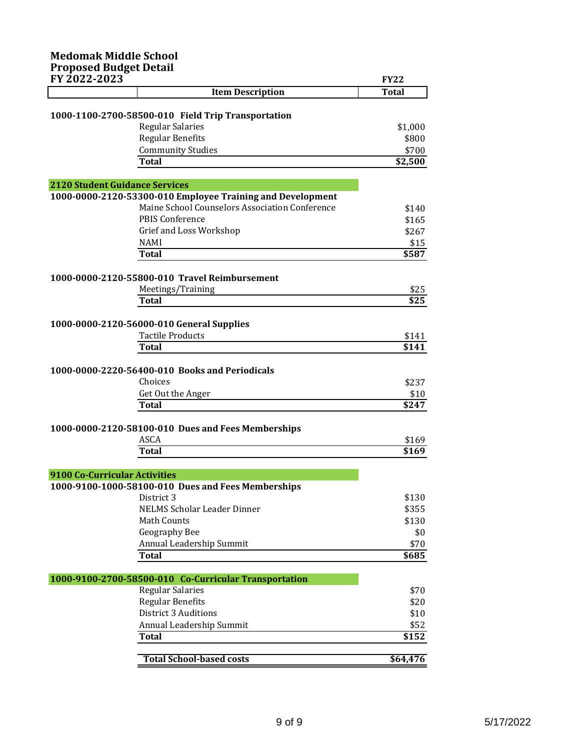# Medomak Middle School
## Proposed Budget Detail
## FY 2022-2023

| | Item Description | FY22 Total |
|---|---|---|
| **1000-1100-2700-58500-010 Field Trip Transportation** | | |
| | Regular Salaries | $1,000 |
| | Regular Benefits | $800 |
| | Community Studies | $700 |
| | **Total** | **$2,500** |
| **2120 Student Guidance Services** | | |
| **1000-0000-2120-53300-010 Employee Training and Development** | | |
| | Maine School Counselors Association Conference | $140 |
| | PBIS Conference | $165 |
| | Grief and Loss Workshop | $267 |
| | NAMI | $15 |
| | **Total** | **$587** |
| **1000-0000-2120-55800-010 Travel Reimbursement** | | |
| | Meetings/Training | $25 |
| | **Total** | **$25** |
| **1000-0000-2120-56000-010 General Supplies** | | |
| | Tactile Products | $141 |
| | **Total** | **$141** |
| **1000-0000-2220-56400-010 Books and Periodicals** | | |
| | Choices | $237 |
| | Get Out the Anger | $10 |
| | **Total** | **$247** |
| **1000-0000-2120-58100-010 Dues and Fees Memberships** | | |
| | ASCA | $169 |
| | **Total** | **$169** |
| **9100 Co-Curricular Activities** | | |
| **1000-9100-1000-58100-010 Dues and Fees Memberships** | | |
| | District 3 | $130 |
| | NELMS Scholar Leader Dinner | $355 |
| | Math Counts | $130 |
| | Geography Bee | $0 |
| | Annual Leadership Summit | $70 |
| | **Total** | **$685** |
| **1000-9100-2700-58500-010 Co-Curricular Transportation** | | |
| | Regular Salaries | $70 |
| | Regular Benefits | $20 |
| | District 3 Auditions | $10 |
| | Annual Leadership Summit | $52 |
| | **Total** | **$152** |
| | **Total School-based costs** | **$64,476** |